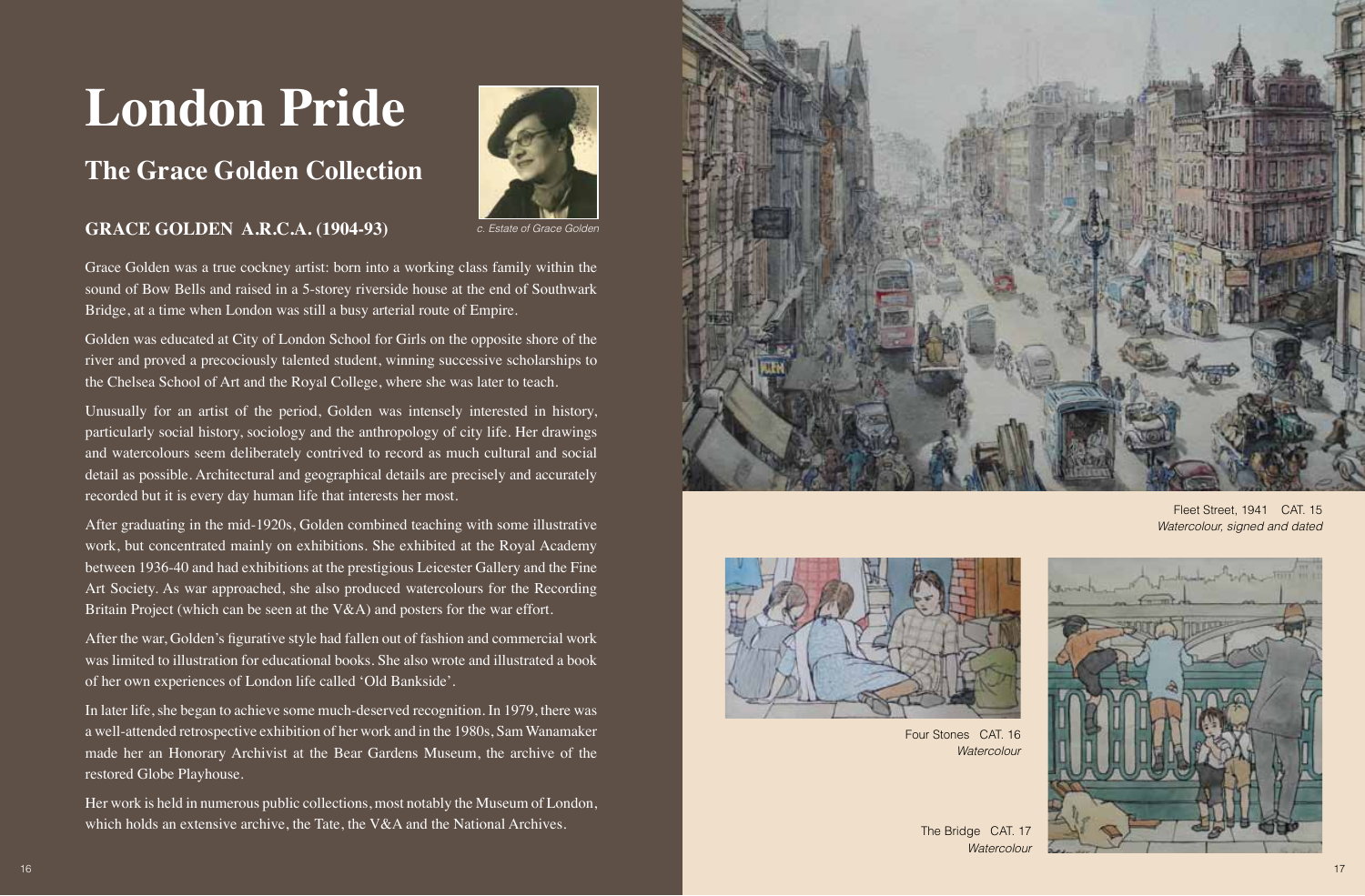# London Pride

## The Grace Golden Collection

c. Estate of Grace Golden

### GRACE GOLDEN A.R.C.A. (1904-93)

Grace Golden was a true cockney artist: born into a working class family within the sound of Bow Bells and raised in a 5-storey riverside house at the end of Southwark Bridge, at a time when London was still a busy arterial route of Empire.

Golden was educated at City of London School for Girls on the opposite shore of the river and proved a precociously talented student, winning successive scholarships to the Chelsea School of Art and the Royal College, where she was later to teach.

Unusually for an artist of the period, Golden was intensely interested in history, particularly social history, sociology and the anthropology of city life. Her drawings and watercolours seem deliberately contrived to record as much cultural and social detail as possible. Architectural and geographical details are precisely and accurately recorded but it is every day human life that interests her most.

After graduating in the mid-1920s, Golden combined teaching with some illustrative work, but concentrated mainly on exhibitions. She exhibited at the Royal Academy between 1936-40 and had exhibitions at the prestigious Leicester Gallery and the Fine Art Society. As war approached, she also produced watercolours for the Recording Britain Project (which can be seen at the V&A) and posters for the war effort.

After the war, Golden's figurative style had fallen out of fashion and commercial work was limited to illustration for educational books. She also wrote and illustrated a book of her own experiences of London life called 'Old Bankside'.

In later life, she began to achieve some much-deserved recognition. In 1979, there was a well-attended retrospective exhibition of her work and in the 1980s, Sam Wanamaker made her an Honorary Archivist at the Bear Gardens Museum, the archive of the restored Globe Playhouse.

Her work is held in numerous public collections, most notably the Museum of London, which holds an extensive archive, the Tate, the V&A and the National Archives.

Fleet Street, 1941 CAT. 15
*Watercolour, signed and dated*

Four Stones CAT. 16
*Watercolour*

The Bridge CAT. 17
*Watercolour*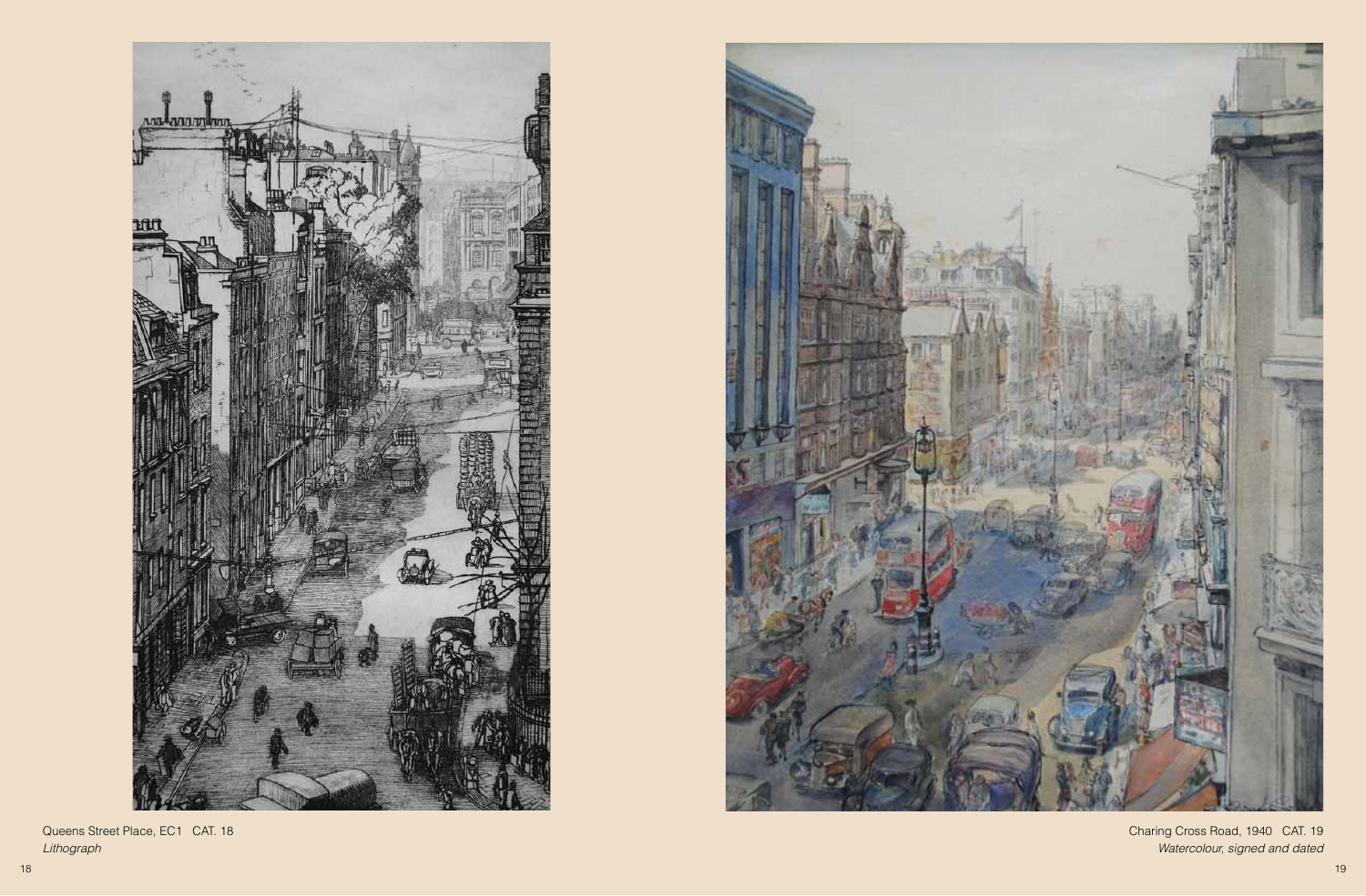Queens Street Place, EC1 CAT. 18
*Lithograph*

Charing Cross Road, 1940 CAT. 19
*Watercolour, signed and dated*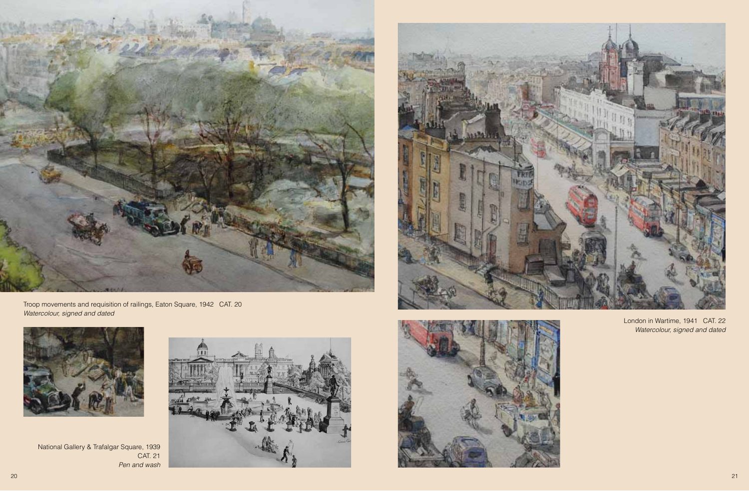Troop movements and requisition of railings, Eaton Square, 1942 CAT. 20
*Watercolour, signed and dated*

National Gallery & Trafalgar Square, 1939
CAT. 21
*Pen and wash*

London in Wartime, 1941 CAT. 22
*Watercolour, signed and dated*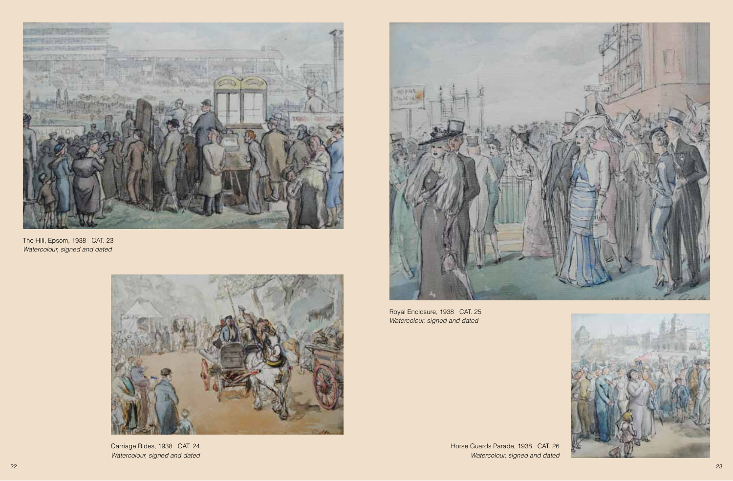The Hill, Epsom, 1938 CAT. 23
*Watercolour, signed and dated*

Carriage Rides, 1938 CAT. 24
*Watercolour, signed and dated*

Royal Enclosure, 1938 CAT. 25
*Watercolour, signed and dated*

Horse Guards Parade, 1938 CAT. 26
*Watercolour, signed and dated*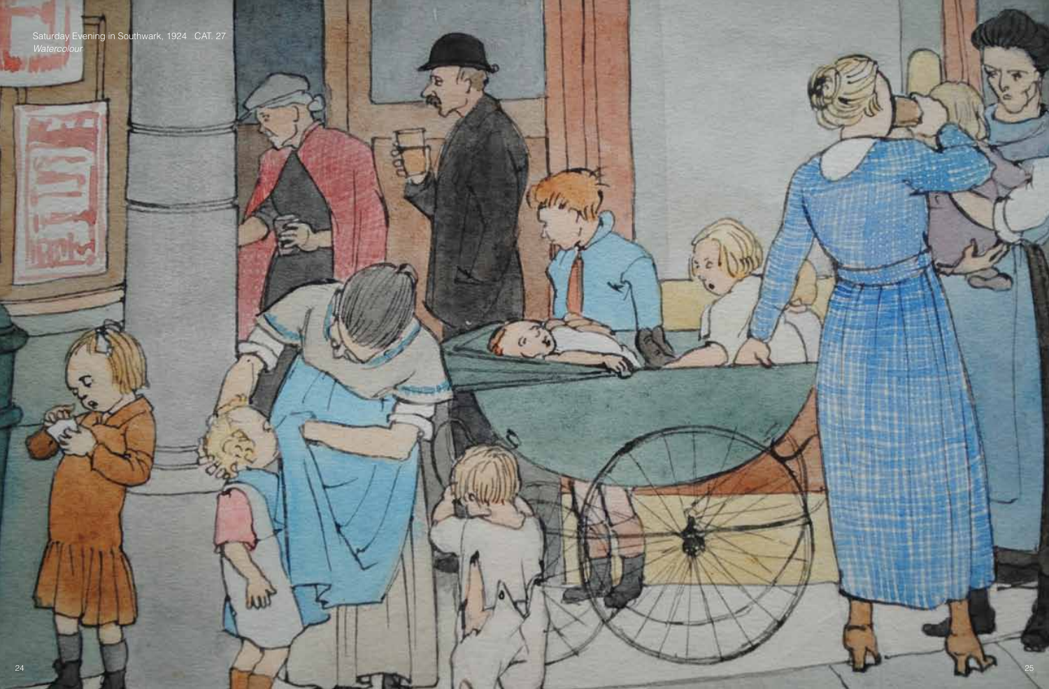Saturday Evening in Southwark, 1924 CAT. 27
*Watercolour*